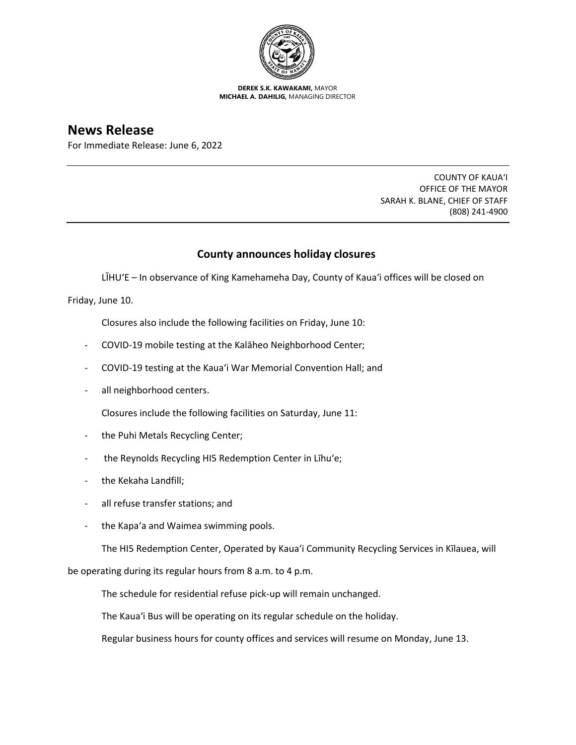**DEREK S.K. KAWAKAMI,** MAYOR
**MICHAEL A. DAHILIG,** MANAGING DIRECTOR

# News Release

For Immediate Release: June 6, 2022

---

COUNTY OF KAUAʻI
OFFICE OF THE MAYOR
SARAH K. BLANE, CHIEF OF STAFF
(808) 241-4900

---

## County announces holiday closures

LĪHUʻE – In observance of King Kamehameha Day, County of Kauaʻi offices will be closed on Friday, June 10.

Closures also include the following facilities on Friday, June 10:

- COVID-19 mobile testing at the Kalāheo Neighborhood Center;
- COVID-19 testing at the Kauaʻi War Memorial Convention Hall; and
- all neighborhood centers.

Closures include the following facilities on Saturday, June 11:

- the Puhi Metals Recycling Center;
- the Reynolds Recycling HI5 Redemption Center in Līhuʻe;
- the Kekaha Landfill;
- all refuse transfer stations; and
- the Kapaʻa and Waimea swimming pools.

The HI5 Redemption Center, Operated by Kauaʻi Community Recycling Services in Kīlauea, will be operating during its regular hours from 8 a.m. to 4 p.m.

The schedule for residential refuse pick-up will remain unchanged.

The Kauaʻi Bus will be operating on its regular schedule on the holiday.

Regular business hours for county offices and services will resume on Monday, June 13.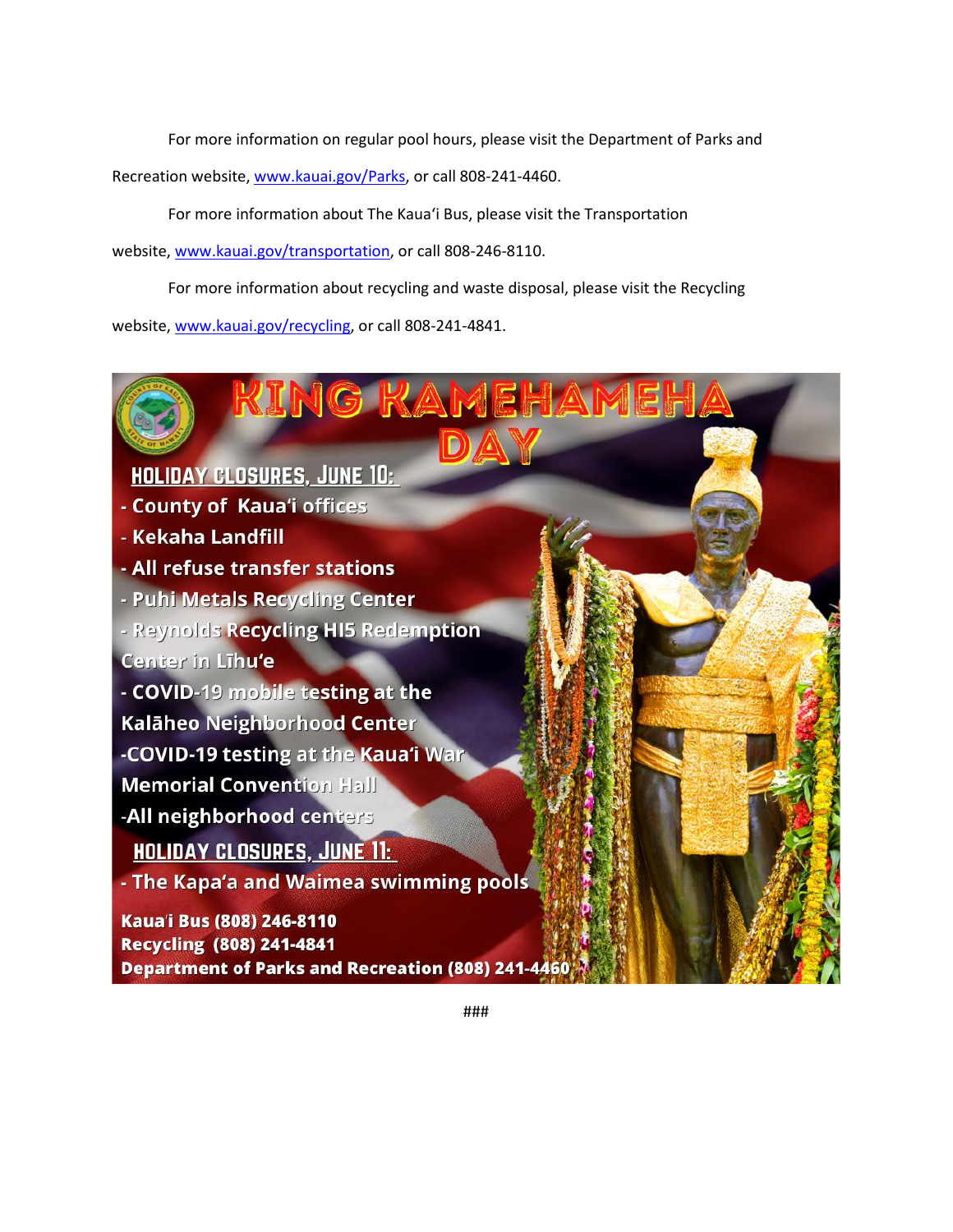For more information on regular pool hours, please visit the Department of Parks and Recreation website, www.kauai.gov/Parks, or call 808-241-4460.

For more information about The Kaua'i Bus, please visit the Transportation website, www.kauai.gov/transportation, or call 808-246-8110.

For more information about recycling and waste disposal, please visit the Recycling website, www.kauai.gov/recycling, or call 808-241-4841.

# KING KAMEHAMEHA DAY

**HOLIDAY CLOSURES, JUNE 10:**

- County of Kaua'i offices
- Kekaha Landfill
- All refuse transfer stations
- Puhi Metals Recycling Center
- Reynolds Recycling HI5 Redemption Center in Līhu'e
- COVID-19 mobile testing at the Kalāheo Neighborhood Center
- COVID-19 testing at the Kaua'i War Memorial Convention Hall
- All neighborhood centers

**HOLIDAY CLOSURES, JUNE 11:**

- The Kapa'a and Waimea swimming pools

**Kaua'i Bus (808) 246-8110**
**Recycling (808) 241-4841**
**Department of Parks and Recreation (808) 241-4460**

###